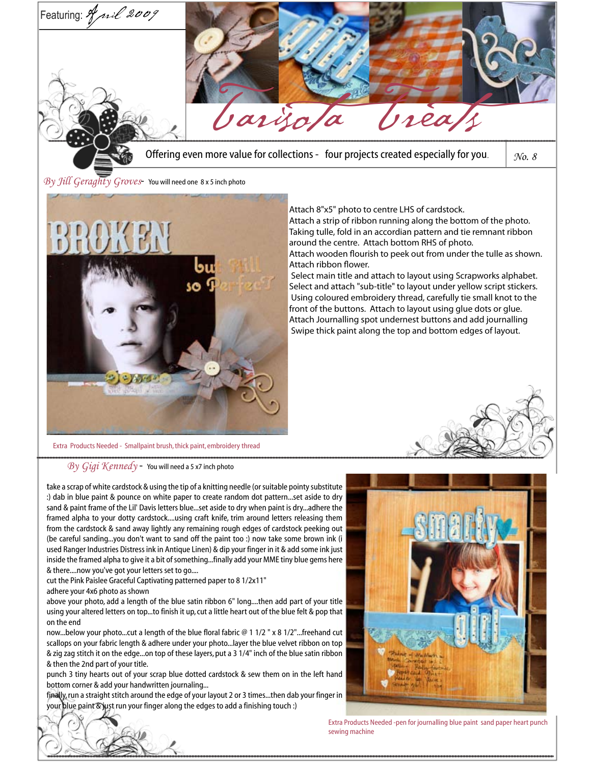Featuring: *April 2009*

# Basisota Treats

Offering even more value for collections - four projects created especially for you.

*No. 8*

*By Jill Geraghty Groves* - You will need one 8 x 5 inch photo

Attach 8"x5" photo to centre LHS of cardstock.
Attach a strip of ribbon running along the bottom of the photo.
Taking tulle, fold in an accordian pattern and tie remnant ribbon around the centre. Attach bottom RHS of photo.
Attach wooden flourish to peek out from under the tulle as shown.
Attach ribbon flower.
Select main title and attach to layout using Scrapworks alphabet.
Select and attach "sub-title" to layout under yellow script stickers.
Using coloured embroidery thread, carefully tie small knot to the front of the buttons. Attach to layout using glue dots or glue.
Attach Journalling spot undernest buttons and add journalling
Swipe thick paint along the top and bottom edges of layout.

Extra Products Needed - Smallpaint brush, thick paint, embroidery thread

*By Gigi Kennedy* - You will need a 5 x7 inch photo

take a scrap of white cardstock & using the tip of a knitting needle (or suitable pointy substitute :) dab in blue paint & pounce on white paper to create random dot pattern...set aside to dry
sand & paint frame of the Lil' Davis letters blue...set aside to dry when paint is dry...adhere the framed alpha to your dotty cardstock....using craft knife, trim around letters releasing them from the cardstock & sand away lightly any remaining rough edges of cardstock peeking out (be careful sanding...you don't want to sand off the paint too :) now take some brown ink (i used Ranger Industries Distress ink in Antique Linen) & dip your finger in it & add some ink just inside the framed alpha to give it a bit of something...finally add your MME tiny blue gems here & there....now you've got your letters set to go....
cut the Pink Paislee Graceful Captivating patterned paper to 8 1/2x11"
adhere your 4x6 photo as shown
above your photo, add a length of the blue satin ribbon 6" long....then add part of your title using your altered letters on top...to finish it up, cut a little heart out of the blue felt & pop that on the end
now...below your photo...cut a length of the blue floral fabric @ 1 1/2 " x 8 1/2"...freehand cut scallops on your fabric length & adhere under your photo...layer the blue velvet ribbon on top & zig zag stitch it on the edge...on top of these layers, put a 3 1/4" inch of the blue satin ribbon & then the 2nd part of your title.
punch 3 tiny hearts out of your scrap blue dotted cardstock & sew them on in the left hand bottom corner & add your handwritten journaling...
finally, run a straight stitch around the edge of your layout 2 or 3 times...then dab your finger in your blue paint & just run your finger along the edges to add a finishing touch :)

Extra Products Needed -pen for journalling blue paint sand paper heart punch sewing machine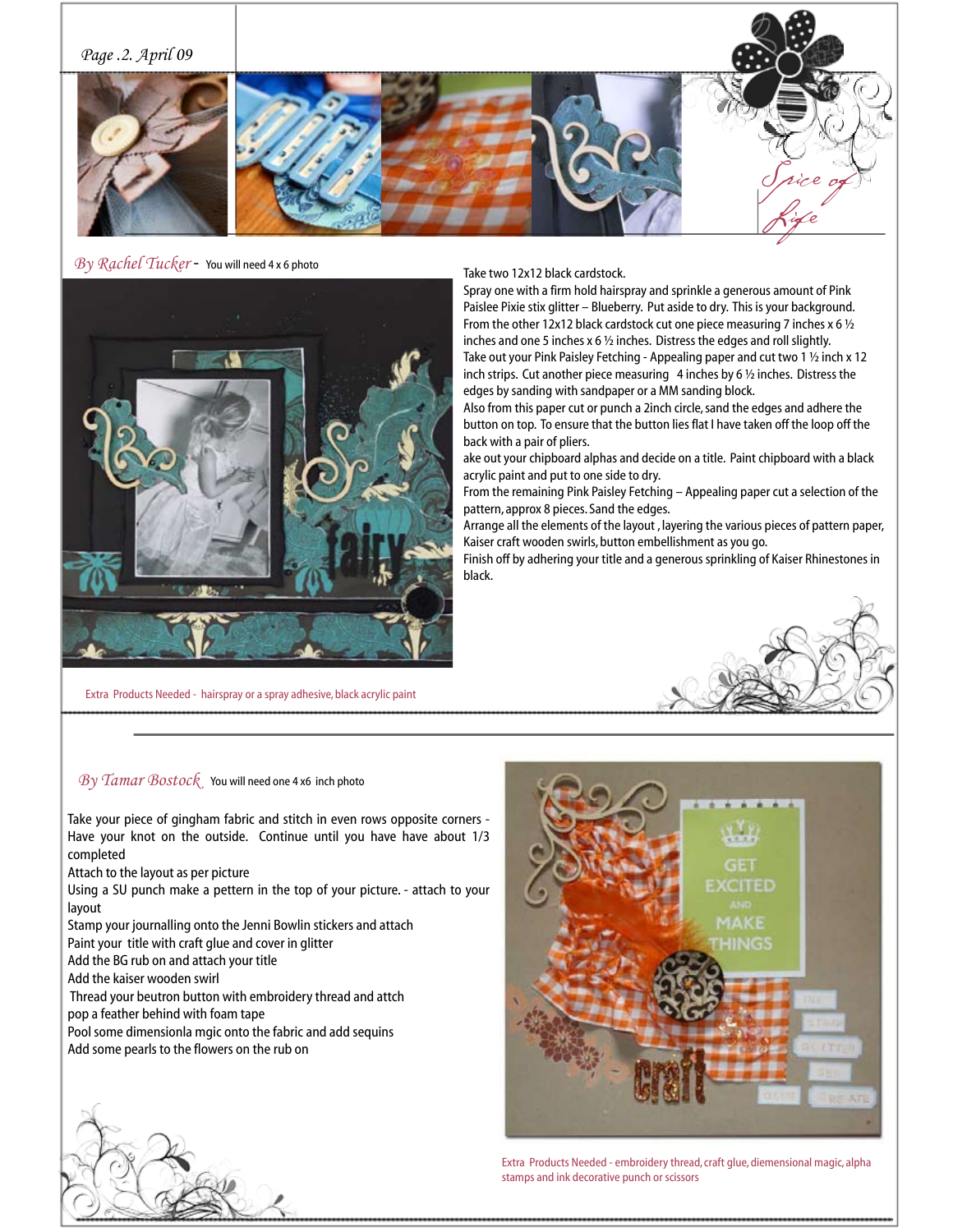Page .2. April 09

Spice of Life

*By Rachel Tucker* - You will need 4 x 6 photo

Take two 12x12 black cardstock.
Spray one with a firm hold hairspray and sprinkle a generous amount of Pink Paislee Pixie stix glitter – Blueberry. Put aside to dry. This is your background.
From the other 12x12 black cardstock cut one piece measuring 7 inches x 6 ½ inches and one 5 inches x 6 ½ inches. Distress the edges and roll slightly.
Take out your Pink Paisley Fetching - Appealing paper and cut two 1 ½ inch x 12 inch strips. Cut another piece measuring 4 inches by 6 ½ inches. Distress the edges by sanding with sandpaper or a MM sanding block.
Also from this paper cut or punch a 2inch circle, sand the edges and adhere the button on top. To ensure that the button lies flat I have taken off the loop off the back with a pair of pliers.
ake out your chipboard alphas and decide on a title. Paint chipboard with a black acrylic paint and put to one side to dry.
From the remaining Pink Paisley Fetching – Appealing paper cut a selection of the pattern, approx 8 pieces. Sand the edges.
Arrange all the elements of the layout , layering the various pieces of pattern paper, Kaiser craft wooden swirls, button embellishment as you go.
Finish off by adhering your title and a generous sprinkling of Kaiser Rhinestones in black.

Extra Products Needed - hairspray or a spray adhesive, black acrylic paint

*By Tamar Bostock* You will need one 4 x6 inch photo

Take your piece of gingham fabric and stitch in even rows opposite corners - Have your knot on the outside. Continue until you have have about 1/3 completed
Attach to the layout as per picture
Using a SU punch make a pattern in the top of your picture. - attach to your layout
Stamp your journalling onto the Jenni Bowlin stickers and attach
Paint your title with craft glue and cover in glitter
Add the BG rub on and attach your title
Add the kaiser wooden swirl
Thread your beutron button with embroidery thread and attch
pop a feather behind with foam tape
Pool some dimensionla mgic onto the fabric and add sequins
Add some pearls to the flowers on the rub on

Extra Products Needed - embroidery thread, craft glue, diemensional magic, alpha stamps and ink decorative punch or scissors